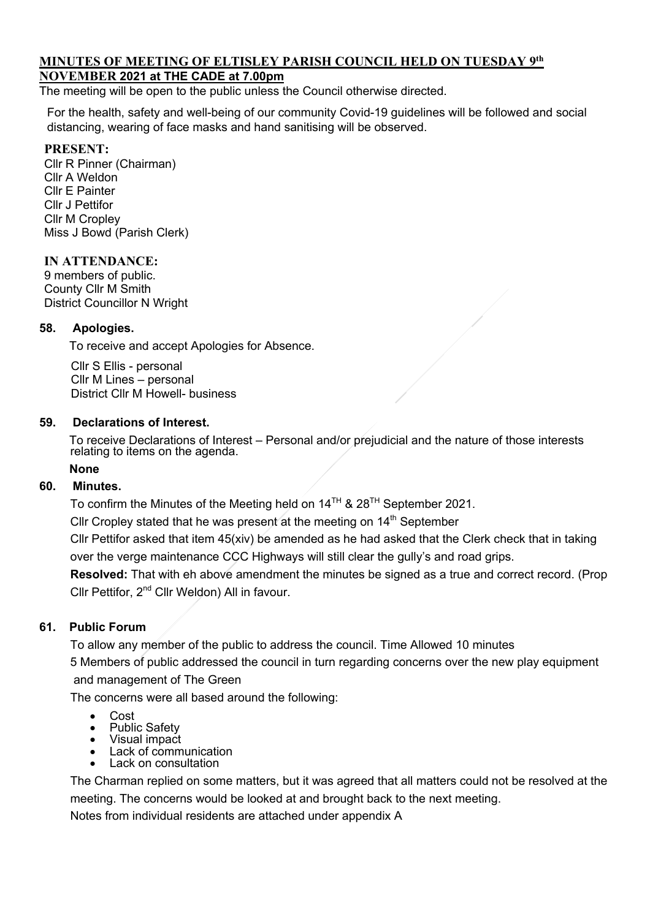# MINUTES OF MEETING OF ELTISLEY PARISH COUNCIL HELD ON TUESDAY 9th NOVEMBER 2021 at THE CADE at 7.00pm

The meeting will be open to the public unless the Council otherwise directed.

For the health, safety and well-being of our community Covid-19 guidelines will be followed and social distancing, wearing of face masks and hand sanitising will be observed.

**PRESENT:**

Cllr R Pinner (Chairman)
Cllr A Weldon
Cllr E Painter
Cllr J Pettifor
Cllr M Cropley
Miss J Bowd (Parish Clerk)

**IN ATTENDANCE:**

9 members of public.
County Cllr M Smith
District Councillor N Wright

## 58. Apologies.

To receive and accept Apologies for Absence.

Cllr S Ellis - personal
Cllr M Lines – personal
District Cllr M Howell- business

## 59. Declarations of Interest.

To receive Declarations of Interest – Personal and/or prejudicial and the nature of those interests relating to items on the agenda.

**None**

## 60. Minutes.

To confirm the Minutes of the Meeting held on 14TH & 28TH September 2021.

Cllr Cropley stated that he was present at the meeting on 14th September

Cllr Pettifor asked that item 45(xiv) be amended as he had asked that the Clerk check that in taking over the verge maintenance CCC Highways will still clear the gully's and road grips.

**Resolved:** That with eh above amendment the minutes be signed as a true and correct record. (Prop Cllr Pettifor, 2nd Cllr Weldon) All in favour.

## 61. Public Forum

To allow any member of the public to address the council. Time Allowed 10 minutes

5 Members of public addressed the council in turn regarding concerns over the new play equipment and management of The Green

The concerns were all based around the following:

- Cost
- Public Safety
- Visual impact
- Lack of communication
- Lack on consultation

The Charman replied on some matters, but it was agreed that all matters could not be resolved at the meeting. The concerns would be looked at and brought back to the next meeting.

Notes from individual residents are attached under appendix A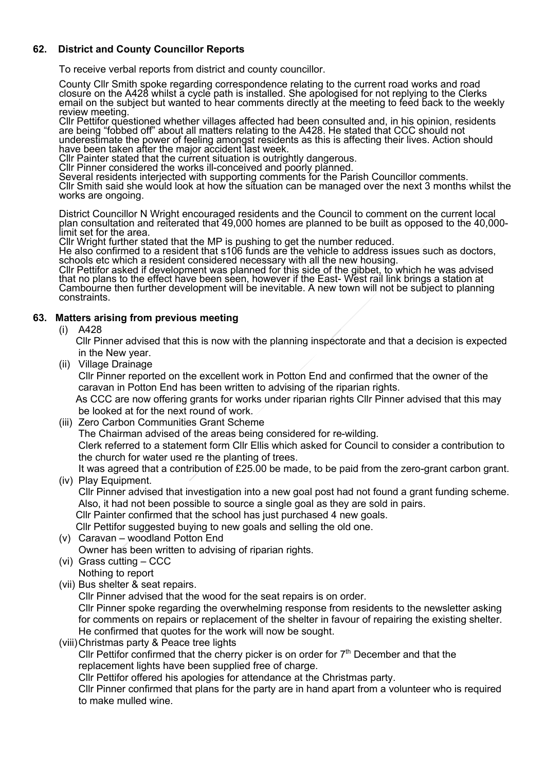### 62. District and County Councillor Reports

To receive verbal reports from district and county councillor.

County Cllr Smith spoke regarding correspondence relating to the current road works and road closure on the A428 whilst a cycle path is installed. She apologised for not replying to the Clerks email on the subject but wanted to hear comments directly at the meeting to feed back to the weekly review meeting.
Cllr Pettifor questioned whether villages affected had been consulted and, in his opinion, residents are being "fobbed off" about all matters relating to the A428. He stated that CCC should not underestimate the power of feeling amongst residents as this is affecting their lives. Action should have been taken after the major accident last week.
Cllr Painter stated that the current situation is outrightly dangerous.
Cllr Pinner considered the works ill-conceived and poorly planned.
Several residents interjected with supporting comments for the Parish Councillor comments.
Cllr Smith said she would look at how the situation can be managed over the next 3 months whilst the works are ongoing.

District Councillor N Wright encouraged residents and the Council to comment on the current local plan consultation and reiterated that 49,000 homes are planned to be built as opposed to the 40,000-limit set for the area.
Cllr Wright further stated that the MP is pushing to get the number reduced.
He also confirmed to a resident that s106 funds are the vehicle to address issues such as doctors, schools etc which a resident considered necessary with all the new housing.
Cllr Pettifor asked if development was planned for this side of the gibbet, to which he was advised that no plans to the effect have been seen, however if the East- West rail link brings a station at Cambourne then further development will be inevitable. A new town will not be subject to planning constraints.

### 63. Matters arising from previous meeting

(i) A428
Cllr Pinner advised that this is now with the planning inspectorate and that a decision is expected in the New year.

(ii) Village Drainage
Cllr Pinner reported on the excellent work in Potton End and confirmed that the owner of the caravan in Potton End has been written to advising of the riparian rights.
As CCC are now offering grants for works under riparian rights Cllr Pinner advised that this may be looked at for the next round of work.

(iii) Zero Carbon Communities Grant Scheme
The Chairman advised of the areas being considered for re-wilding.
Clerk referred to a statement form Cllr Ellis which asked for Council to consider a contribution to the church for water used re the planting of trees.
It was agreed that a contribution of £25.00 be made, to be paid from the zero-grant carbon grant.

(iv) Play Equipment.
Cllr Pinner advised that investigation into a new goal post had not found a grant funding scheme. Also, it had not been possible to source a single goal as they are sold in pairs.
Cllr Painter confirmed that the school has just purchased 4 new goals.
Cllr Pettifor suggested buying to new goals and selling the old one.

(v) Caravan – woodland Potton End
Owner has been written to advising of riparian rights.

(vi) Grass cutting – CCC
Nothing to report

(vii) Bus shelter & seat repairs.
Cllr Pinner advised that the wood for the seat repairs is on order.
Cllr Pinner spoke regarding the overwhelming response from residents to the newsletter asking for comments on repairs or replacement of the shelter in favour of repairing the existing shelter. He confirmed that quotes for the work will now be sought.

(viii) Christmas party & Peace tree lights
Cllr Pettifor confirmed that the cherry picker is on order for 7th December and that the replacement lights have been supplied free of charge.
Cllr Pettifor offered his apologies for attendance at the Christmas party.
Cllr Pinner confirmed that plans for the party are in hand apart from a volunteer who is required to make mulled wine.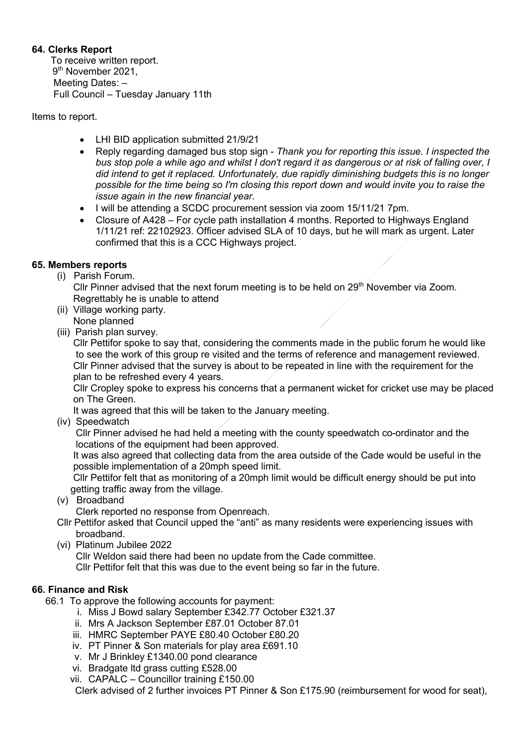**64. Clerks Report**

To receive written report.
9th November 2021,
Meeting Dates: –
Full Council – Tuesday January 11th

Items to report.

- LHI BID application submitted 21/9/21
- Reply regarding damaged bus stop sign - *Thank you for reporting this issue. I inspected the bus stop pole a while ago and whilst I don't regard it as dangerous or at risk of falling over, I did intend to get it replaced. Unfortunately, due rapidly diminishing budgets this is no longer possible for the time being so I'm closing this report down and would invite you to raise the issue again in the new financial year.*
- I will be attending a SCDC procurement session via zoom 15/11/21 7pm.
- Closure of A428 – For cycle path installation 4 months. Reported to Highways England 1/11/21 ref: 22102923. Officer advised SLA of 10 days, but he will mark as urgent. Later confirmed that this is a CCC Highways project.

**65. Members reports**

(i) Parish Forum.
Cllr Pinner advised that the next forum meeting is to be held on 29th November via Zoom. Regrettably he is unable to attend

(ii) Village working party.
None planned

(iii) Parish plan survey.
Cllr Pettifor spoke to say that, considering the comments made in the public forum he would like to see the work of this group re visited and the terms of reference and management reviewed.
Cllr Pinner advised that the survey is about to be repeated in line with the requirement for the plan to be refreshed every 4 years.
Cllr Cropley spoke to express his concerns that a permanent wicket for cricket use may be placed on The Green.
It was agreed that this will be taken to the January meeting.

(iv) Speedwatch
Cllr Pinner advised he had held a meeting with the county speedwatch co-ordinator and the locations of the equipment had been approved.
It was also agreed that collecting data from the area outside of the Cade would be useful in the possible implementation of a 20mph speed limit.
Cllr Pettifor felt that as monitoring of a 20mph limit would be difficult energy should be put into getting traffic away from the village.

(v) Broadband
Clerk reported no response from Openreach.
Cllr Pettifor asked that Council upped the "anti" as many residents were experiencing issues with broadband.

(vi) Platinum Jubilee 2022
Cllr Weldon said there had been no update from the Cade committee.
Cllr Pettifor felt that this was due to the event being so far in the future.

**66. Finance and Risk**

66.1 To approve the following accounts for payment:

i. Miss J Bowd salary September £342.77 October £321.37
ii. Mrs A Jackson September £87.01 October 87.01
iii. HMRC September PAYE £80.40 October £80.20
iv. PT Pinner & Son materials for play area £691.10
v. Mr J Brinkley £1340.00 pond clearance
vi. Bradgate ltd grass cutting £528.00
vii. CAPALC – Councillor training £150.00

Clerk advised of 2 further invoices PT Pinner & Son £175.90 (reimbursement for wood for seat),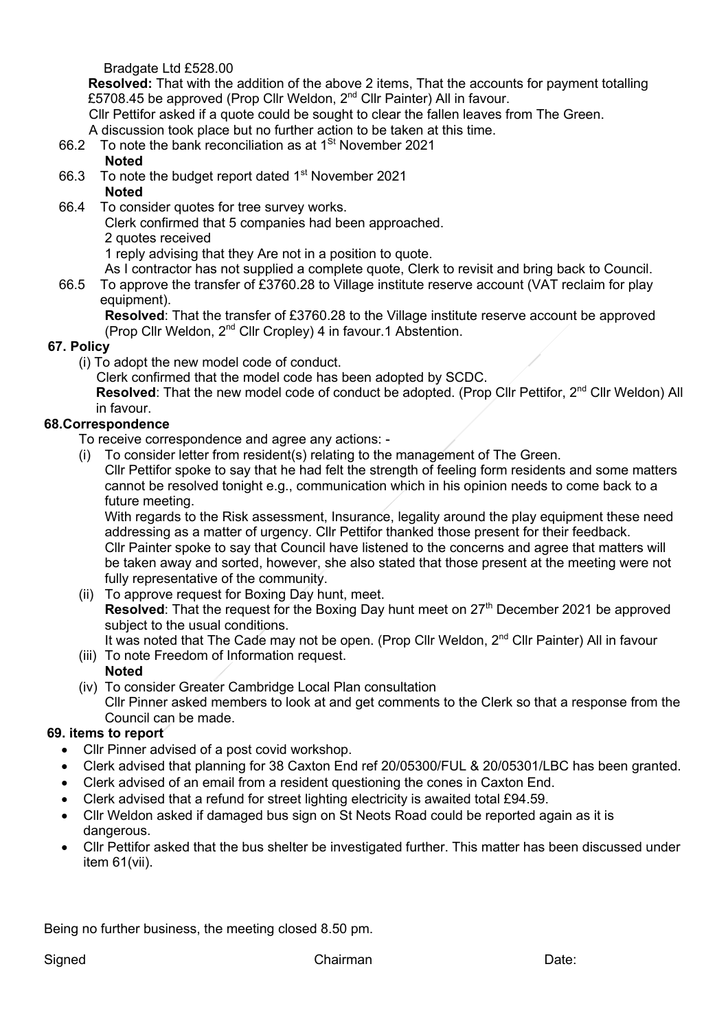Bradgate Ltd £528.00

**Resolved:** That with the addition of the above 2 items, That the accounts for payment totalling £5708.45 be approved (Prop Cllr Weldon, 2nd Cllr Painter) All in favour.

Cllr Pettifor asked if a quote could be sought to clear the fallen leaves from The Green.

A discussion took place but no further action to be taken at this time.

66.2 To note the bank reconciliation as at 1St November 2021

**Noted**

66.3 To note the budget report dated 1st November 2021

**Noted**

66.4 To consider quotes for tree survey works.

Clerk confirmed that 5 companies had been approached.

2 quotes received

1 reply advising that they Are not in a position to quote.

As I contractor has not supplied a complete quote, Clerk to revisit and bring back to Council.

66.5 To approve the transfer of £3760.28 to Village institute reserve account (VAT reclaim for play equipment).

**Resolved**: That the transfer of £3760.28 to the Village institute reserve account be approved (Prop Cllr Weldon, 2nd Cllr Cropley) 4 in favour.1 Abstention.

**67. Policy**

(i) To adopt the new model code of conduct.

Clerk confirmed that the model code has been adopted by SCDC.

**Resolved**: That the new model code of conduct be adopted. (Prop Cllr Pettifor, 2nd Cllr Weldon) All in favour.

**68.Correspondence**

To receive correspondence and agree any actions: -

(i) To consider letter from resident(s) relating to the management of The Green.

Cllr Pettifor spoke to say that he had felt the strength of feeling form residents and some matters cannot be resolved tonight e.g., communication which in his opinion needs to come back to a future meeting.

With regards to the Risk assessment, Insurance, legality around the play equipment these need addressing as a matter of urgency. Cllr Pettifor thanked those present for their feedback.

Cllr Painter spoke to say that Council have listened to the concerns and agree that matters will be taken away and sorted, however, she also stated that those present at the meeting were not fully representative of the community.

(ii) To approve request for Boxing Day hunt, meet.

**Resolved**: That the request for the Boxing Day hunt meet on 27th December 2021 be approved subject to the usual conditions.

It was noted that The Cade may not be open. (Prop Cllr Weldon, 2nd Cllr Painter) All in favour

(iii) To note Freedom of Information request.

**Noted**

(iv) To consider Greater Cambridge Local Plan consultation

Cllr Pinner asked members to look at and get comments to the Clerk so that a response from the Council can be made.

**69. items to report**

- Cllr Pinner advised of a post covid workshop.
- Clerk advised that planning for 38 Caxton End ref 20/05300/FUL & 20/05301/LBC has been granted.
- Clerk advised of an email from a resident questioning the cones in Caxton End.
- Clerk advised that a refund for street lighting electricity is awaited total £94.59.
- Cllr Weldon asked if damaged bus sign on St Neots Road could be reported again as it is dangerous.
- Cllr Pettifor asked that the bus shelter be investigated further. This matter has been discussed under item 61(vii).

Being no further business, the meeting closed 8.50 pm.

Signed Chairman Date: